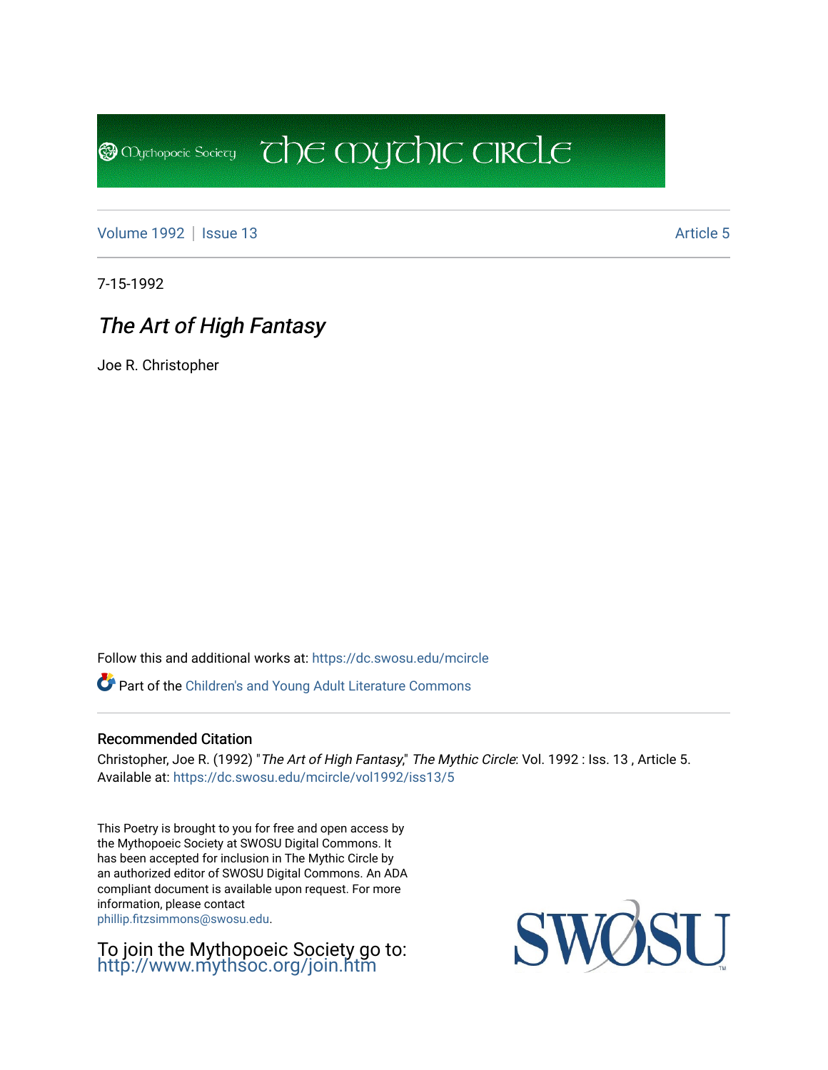Volume 1992 | Issue 13 Article 5

7-15-1992

# *The Art of High Fantasy*

Joe R. Christopher

Follow this and additional works at: https://dc.swosu.edu/mcircle

Part of the Children's and Young Adult Literature Commons

### Recommended Citation

Christopher, Joe R. (1992) "*The Art of High Fantasy*," *The Mythic Circle*: Vol. 1992 : Iss. 13 , Article 5.
Available at: https://dc.swosu.edu/mcircle/vol1992/iss13/5

This Poetry is brought to you for free and open access by the Mythopoeic Society at SWOSU Digital Commons. It has been accepted for inclusion in The Mythic Circle by an authorized editor of SWOSU Digital Commons. An ADA compliant document is available upon request. For more information, please contact phillip.fitzsimmons@swosu.edu.

To join the Mythopoeic Society go to: http://www.mythsoc.org/join.htm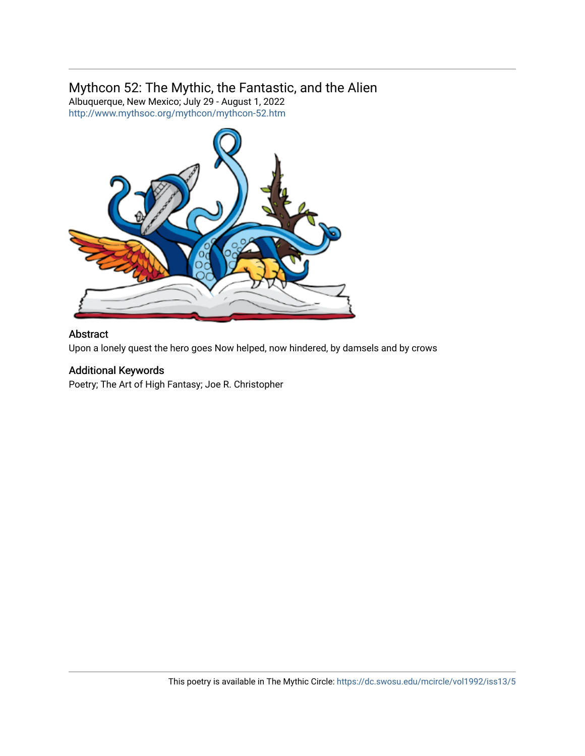## Mythcon 52: The Mythic, the Fantastic, and the Alien

Albuquerque, New Mexico; July 29 - August 1, 2022

http://www.mythsoc.org/mythcon/mythcon-52.htm

### Abstract

Upon a lonely quest the hero goes Now helped, now hindered, by damsels and by crows

### Additional Keywords

Poetry; The Art of High Fantasy; Joe R. Christopher

This poetry is available in The Mythic Circle: https://dc.swosu.edu/mcircle/vol1992/iss13/5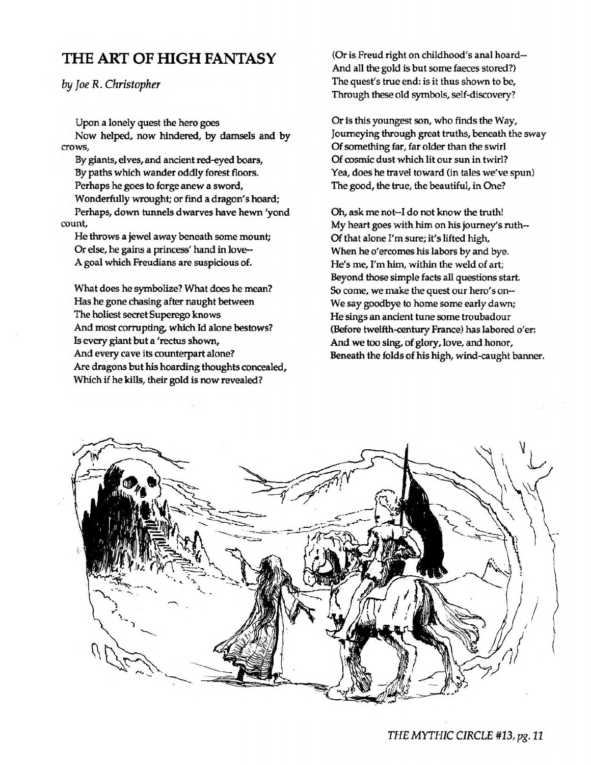## THE ART OF HIGH FANTASY

*by Joe R. Christopher*

Upon a lonely quest the hero goes
Now helped, now hindered, by damsels and by crows,
By giants, elves, and ancient red-eyed boars,
By paths which wander oddly forest floors.
Perhaps he goes to forge anew a sword,
Wonderfully wrought; or find a dragon's hoard;
Perhaps, down tunnels dwarves have hewn 'yond count,
He throws a jewel away beneath some mount;
Or else, he gains a princess' hand in love--
A goal which Freudians are suspicious of.

What does he symbolize? What does he mean?
Has he gone chasing after naught between
The holiest secret Superego knows
And most corrupting, which Id alone bestows?
Is every giant but a 'rectus shown,
And every cave its counterpart alone?
Are dragons but his hoarding thoughts concealed,
Which if he kills, their gold is now revealed?
(Or is Freud right on childhood's anal hoard--
And all the gold is but some faeces stored?)
The quest's true end: is it thus shown to be,
Through these old symbols, self-discovery?

Or is this youngest son, who finds the Way,
Journeying through great truths, beneath the sway
Of something far, far older than the swirl
Of cosmic dust which lit our sun in twirl?
Yea, does he travel toward (in tales we've spun)
The good, the true, the beautiful, in One?

Oh, ask me not--I do not know the truth!
My heart goes with him on his journey's ruth--
Of that alone I'm sure; it's lifted high,
When he o'ercomes his labors by and bye.
He's me, I'm him, within the weld of art;
Beyond those simple facts all questions start.
So come, we make the quest our hero's on--
We say goodbye to home some early dawn;
He sings an ancient tune some troubadour
(Before twelfth-century France) has labored o'er:
And we too sing, of glory, love, and honor,
Beneath the folds of his high, wind-caught banner.